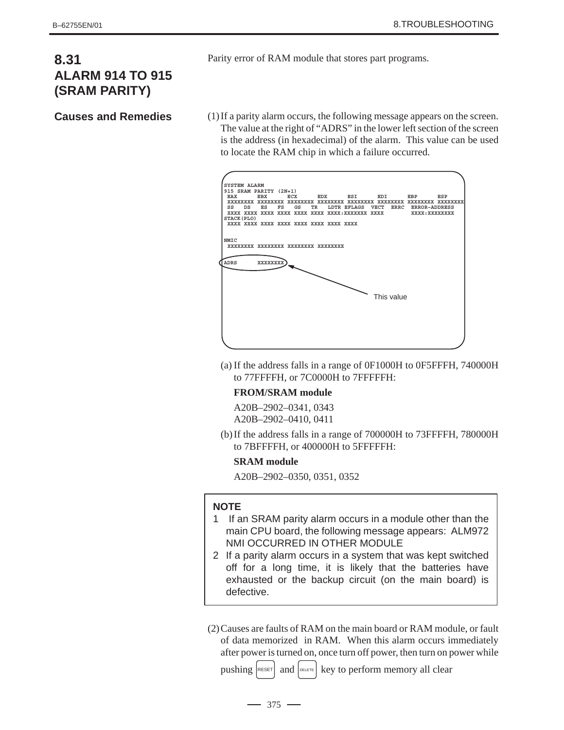## 8.31 ALARM 914 TO 915 (SRAM PARITY)

Parity error of RAM module that stores part programs.

### Causes and Remedies

(1) If a parity alarm occurs, the following message appears on the screen. The value at the right of "ADRS" in the lower left section of the screen is the address (in hexadecimal) of the alarm. This value can be used to locate the RAM chip in which a failure occurred.

```
SYSTEM ALARM
915 SRAM PARITY (2N+1)
 EAX      EBX      ECX      EDX      ESI      EDI      EBP      ESP
 XXXXXXXX XXXXXXXX XXXXXXXX XXXXXXXX XXXXXXXX XXXXXXXX XXXXXXXX XXXXXXXX
 SS   DS   ES   FS   GS   TR   LDTR EFLAGS  VECT  ERRC  ERROR–ADDRESS
 XXXX XXXX XXXX XXXX XXXX XXXX XXXX:XXXXXXX XXXX        XXXX:XXXXXXXX
STACK(PLO)
 XXXX XXXX XXXX XXXX XXXX XXXX XXXX XXXX


NMIC
 XXXXXXXX XXXXXXXX XXXXXXXX XXXXXXXX


ADRS      XXXXXXXX   <-- This value
```

(a) If the address falls in a range of 0F1000H to 0F5FFFH, 740000H to 77FFFFH, or 7C0000H to 7FFFFFH:

**FROM/SRAM module**

A20B–2902–0341, 0343
A20B–2902–0410, 0411

(b) If the address falls in a range of 700000H to 73FFFFH, 780000H to 7BFFFFH, or 400000H to 5FFFFFH:

**SRAM module**

A20B–2902–0350, 0351, 0352

> **NOTE**
> 1 If an SRAM parity alarm occurs in a module other than the main CPU board, the following message appears: ALM972 NMI OCCURRED IN OTHER MODULE
> 2 If a parity alarm occurs in a system that was kept switched off for a long time, it is likely that the batteries have exhausted or the backup circuit (on the main board) is defective.

(2) Causes are faults of RAM on the main board or RAM module, or fault of data memorized in RAM. When this alarm occurs immediately after power is turned on, once turn off power, then turn on power while pushing RESET and DELETE key to perform memory all clear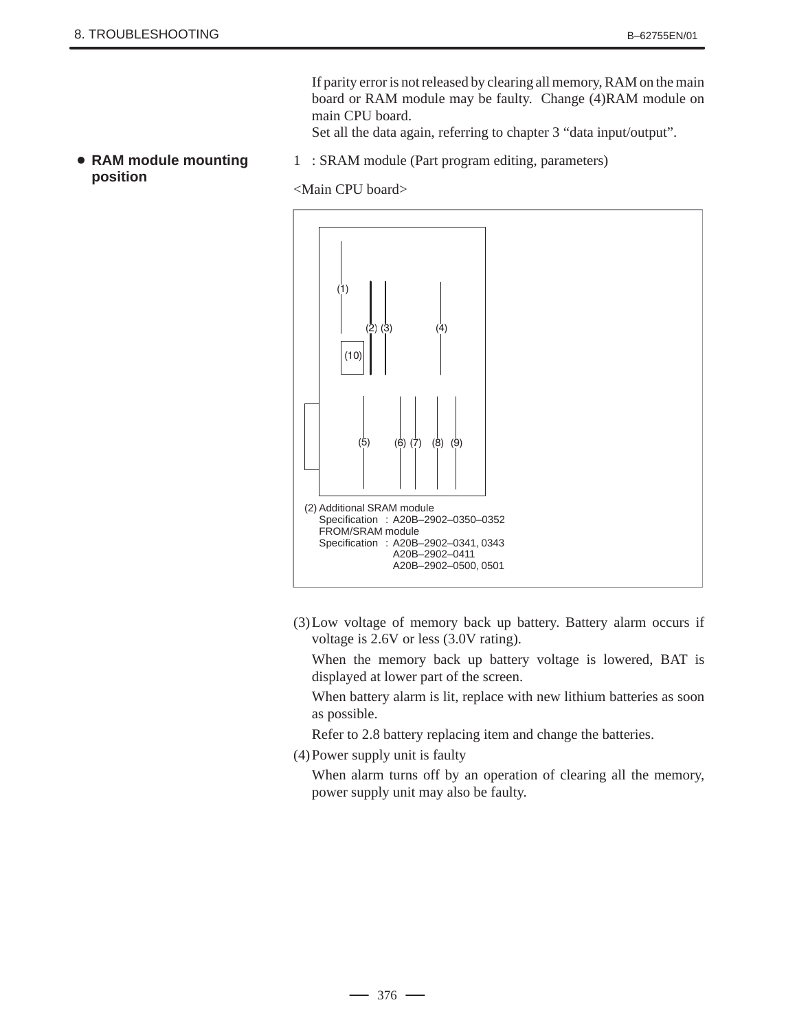If parity error is not released by clearing all memory, RAM on the main board or RAM module may be faulty. Change (4)RAM module on main CPU board.
Set all the data again, referring to chapter 3 “data input/output”.

- **RAM module mounting position**

1 : SRAM module (Part program editing, parameters)

<Main CPU board>

(1)
(2) (3) (4)
(10)
(5) (6) (7) (8) (9)

(2) Additional SRAM module
Specification : A20B–2902–0350–0352
FROM/SRAM module
Specification : A20B–2902–0341, 0343
A20B–2902–0411
A20B–2902–0500, 0501

(3) Low voltage of memory back up battery. Battery alarm occurs if voltage is 2.6V or less (3.0V rating).

When the memory back up battery voltage is lowered, BAT is displayed at lower part of the screen.

When battery alarm is lit, replace with new lithium batteries as soon as possible.

Refer to 2.8 battery replacing item and change the batteries.

(4) Power supply unit is faulty

When alarm turns off by an operation of clearing all the memory, power supply unit may also be faulty.